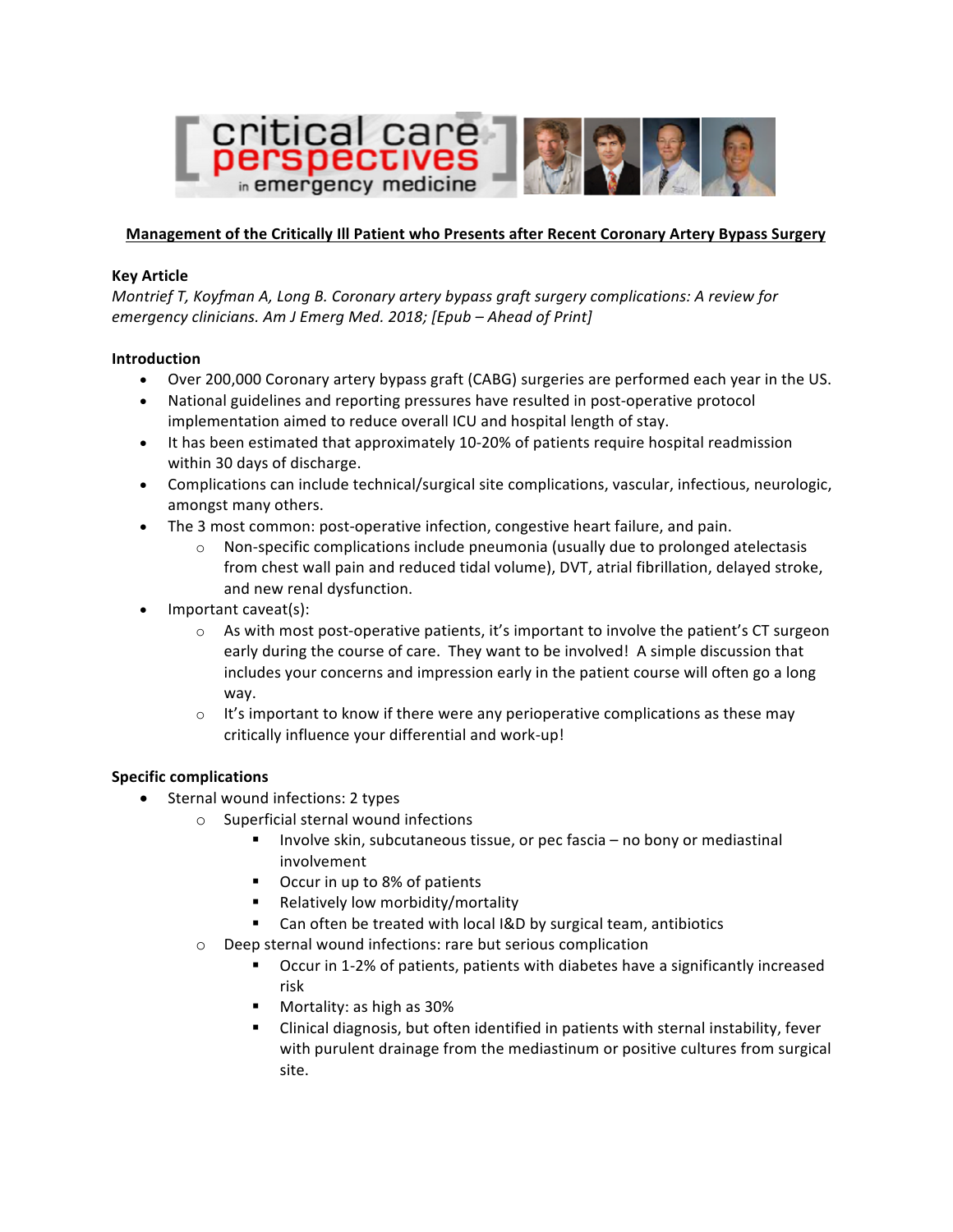# Management of the Critically Ill Patient who Presents after Recent Coronary Artery Bypass Surgery

**Key Article**

*Montrief T, Koyfman A, Long B. Coronary artery bypass graft surgery complications: A review for emergency clinicians. Am J Emerg Med. 2018; [Epub – Ahead of Print]*

**Introduction**

- Over 200,000 Coronary artery bypass graft (CABG) surgeries are performed each year in the US.
- National guidelines and reporting pressures have resulted in post-operative protocol implementation aimed to reduce overall ICU and hospital length of stay.
- It has been estimated that approximately 10-20% of patients require hospital readmission within 30 days of discharge.
- Complications can include technical/surgical site complications, vascular, infectious, neurologic, amongst many others.
- The 3 most common: post-operative infection, congestive heart failure, and pain.
  - Non-specific complications include pneumonia (usually due to prolonged atelectasis from chest wall pain and reduced tidal volume), DVT, atrial fibrillation, delayed stroke, and new renal dysfunction.
- Important caveat(s):
  - As with most post-operative patients, it's important to involve the patient's CT surgeon early during the course of care. They want to be involved! A simple discussion that includes your concerns and impression early in the patient course will often go a long way.
  - It's important to know if there were any perioperative complications as these may critically influence your differential and work-up!

**Specific complications**

- Sternal wound infections: 2 types
  - Superficial sternal wound infections
    - Involve skin, subcutaneous tissue, or pec fascia – no bony or mediastinal involvement
    - Occur in up to 8% of patients
    - Relatively low morbidity/mortality
    - Can often be treated with local I&D by surgical team, antibiotics
  - Deep sternal wound infections: rare but serious complication
    - Occur in 1-2% of patients, patients with diabetes have a significantly increased risk
    - Mortality: as high as 30%
    - Clinical diagnosis, but often identified in patients with sternal instability, fever with purulent drainage from the mediastinum or positive cultures from surgical site.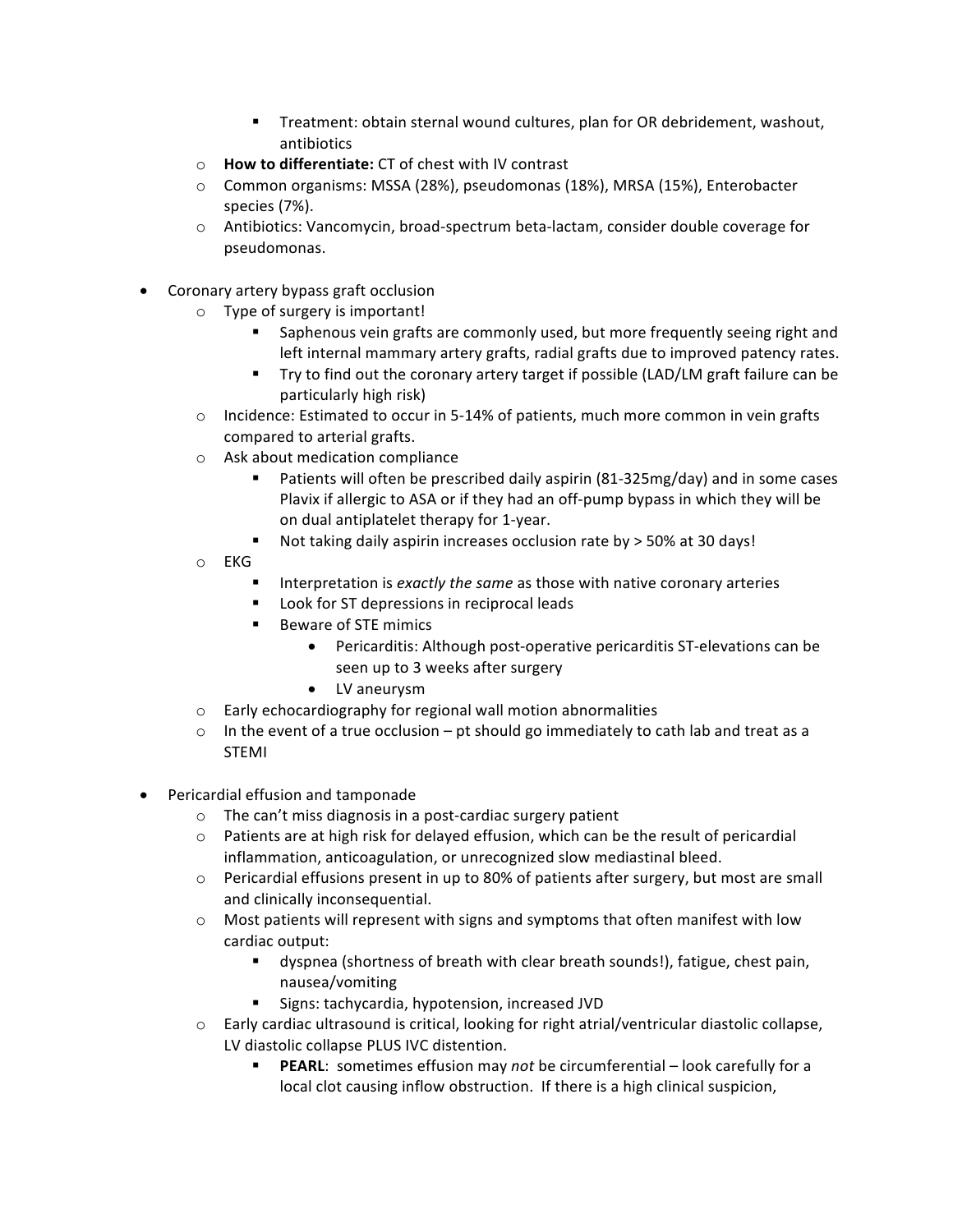- Treatment: obtain sternal wound cultures, plan for OR debridement, washout, antibiotics
  - **How to differentiate:** CT of chest with IV contrast
  - Common organisms: MSSA (28%), pseudomonas (18%), MRSA (15%), Enterobacter species (7%).
  - Antibiotics: Vancomycin, broad-spectrum beta-lactam, consider double coverage for pseudomonas.

- Coronary artery bypass graft occlusion
  - Type of surgery is important!
    - Saphenous vein grafts are commonly used, but more frequently seeing right and left internal mammary artery grafts, radial grafts due to improved patency rates.
    - Try to find out the coronary artery target if possible (LAD/LM graft failure can be particularly high risk)
  - Incidence: Estimated to occur in 5-14% of patients, much more common in vein grafts compared to arterial grafts.
  - Ask about medication compliance
    - Patients will often be prescribed daily aspirin (81-325mg/day) and in some cases Plavix if allergic to ASA or if they had an off-pump bypass in which they will be on dual antiplatelet therapy for 1-year.
    - Not taking daily aspirin increases occlusion rate by > 50% at 30 days!
  - EKG
    - Interpretation is *exactly the same* as those with native coronary arteries
    - Look for ST depressions in reciprocal leads
    - Beware of STE mimics
      - Pericarditis: Although post-operative pericarditis ST-elevations can be seen up to 3 weeks after surgery
      - LV aneurysm
  - Early echocardiography for regional wall motion abnormalities
  - In the event of a true occlusion – pt should go immediately to cath lab and treat as a STEMI

- Pericardial effusion and tamponade
  - The can't miss diagnosis in a post-cardiac surgery patient
  - Patients are at high risk for delayed effusion, which can be the result of pericardial inflammation, anticoagulation, or unrecognized slow mediastinal bleed.
  - Pericardial effusions present in up to 80% of patients after surgery, but most are small and clinically inconsequential.
  - Most patients will represent with signs and symptoms that often manifest with low cardiac output:
    - dyspnea (shortness of breath with clear breath sounds!), fatigue, chest pain, nausea/vomiting
    - Signs: tachycardia, hypotension, increased JVD
  - Early cardiac ultrasound is critical, looking for right atrial/ventricular diastolic collapse, LV diastolic collapse PLUS IVC distention.
    - **PEARL**: sometimes effusion may *not* be circumferential – look carefully for a local clot causing inflow obstruction. If there is a high clinical suspicion,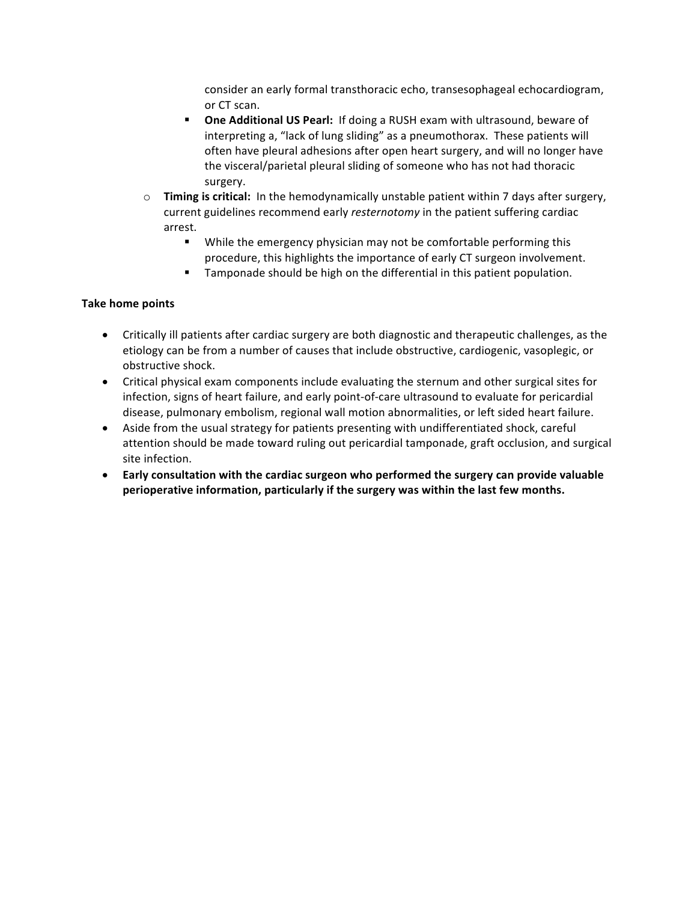- consider an early formal transthoracic echo, transesophageal echocardiogram, or CT scan.
        - **One Additional US Pearl:** If doing a RUSH exam with ultrasound, beware of interpreting a, "lack of lung sliding" as a pneumothorax. These patients will often have pleural adhesions after open heart surgery, and will no longer have the visceral/parietal pleural sliding of someone who has not had thoracic surgery.
    - **Timing is critical:** In the hemodynamically unstable patient within 7 days after surgery, current guidelines recommend early *resternotomy* in the patient suffering cardiac arrest.
        - While the emergency physician may not be comfortable performing this procedure, this highlights the importance of early CT surgeon involvement.
        - Tamponade should be high on the differential in this patient population.

**Take home points**

- Critically ill patients after cardiac surgery are both diagnostic and therapeutic challenges, as the etiology can be from a number of causes that include obstructive, cardiogenic, vasoplegic, or obstructive shock.
- Critical physical exam components include evaluating the sternum and other surgical sites for infection, signs of heart failure, and early point-of-care ultrasound to evaluate for pericardial disease, pulmonary embolism, regional wall motion abnormalities, or left sided heart failure.
- Aside from the usual strategy for patients presenting with undifferentiated shock, careful attention should be made toward ruling out pericardial tamponade, graft occlusion, and surgical site infection.
- **Early consultation with the cardiac surgeon who performed the surgery can provide valuable perioperative information, particularly if the surgery was within the last few months.**